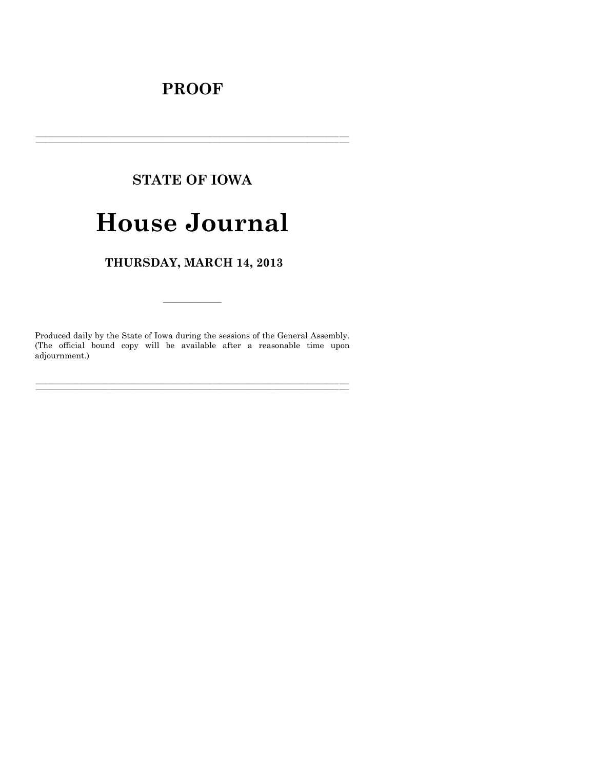# PROOF

---

## STATE OF IOWA

# House Journal

## THURSDAY, MARCH 14, 2013

---

Produced daily by the State of Iowa during the sessions of the General Assembly. (The official bound copy will be available after a reasonable time upon adjournment.)

---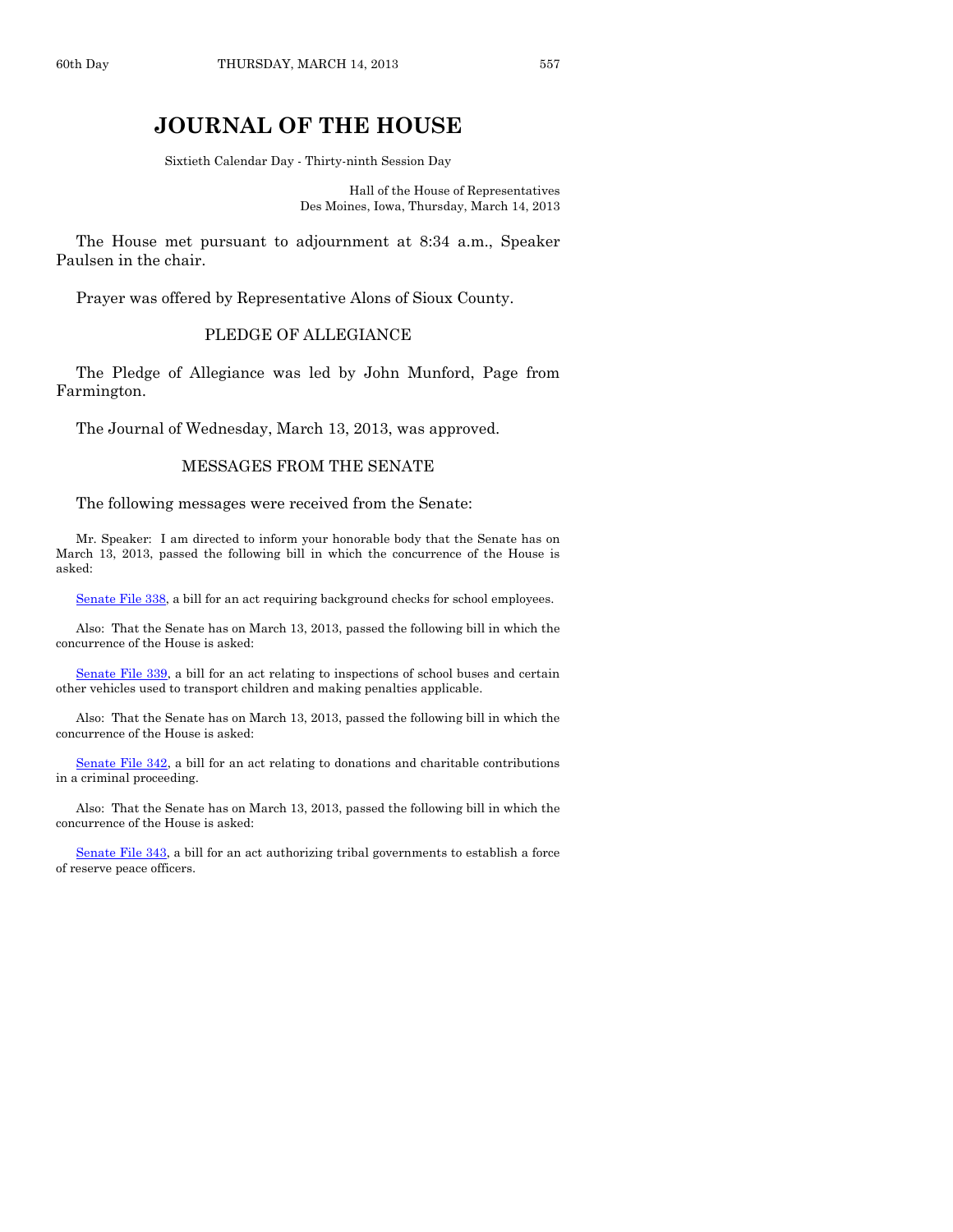# JOURNAL OF THE HOUSE

Sixtieth Calendar Day - Thirty-ninth Session Day

Hall of the House of Representatives
Des Moines, Iowa, Thursday, March 14, 2013

The House met pursuant to adjournment at 8:34 a.m., Speaker Paulsen in the chair.

Prayer was offered by Representative Alons of Sioux County.

## PLEDGE OF ALLEGIANCE

The Pledge of Allegiance was led by John Munford, Page from Farmington.

The Journal of Wednesday, March 13, 2013, was approved.

## MESSAGES FROM THE SENATE

The following messages were received from the Senate:

Mr. Speaker: I am directed to inform your honorable body that the Senate has on March 13, 2013, passed the following bill in which the concurrence of the House is asked:

Senate File 338, a bill for an act requiring background checks for school employees.

Also: That the Senate has on March 13, 2013, passed the following bill in which the concurrence of the House is asked:

Senate File 339, a bill for an act relating to inspections of school buses and certain other vehicles used to transport children and making penalties applicable.

Also: That the Senate has on March 13, 2013, passed the following bill in which the concurrence of the House is asked:

Senate File 342, a bill for an act relating to donations and charitable contributions in a criminal proceeding.

Also: That the Senate has on March 13, 2013, passed the following bill in which the concurrence of the House is asked:

Senate File 343, a bill for an act authorizing tribal governments to establish a force of reserve peace officers.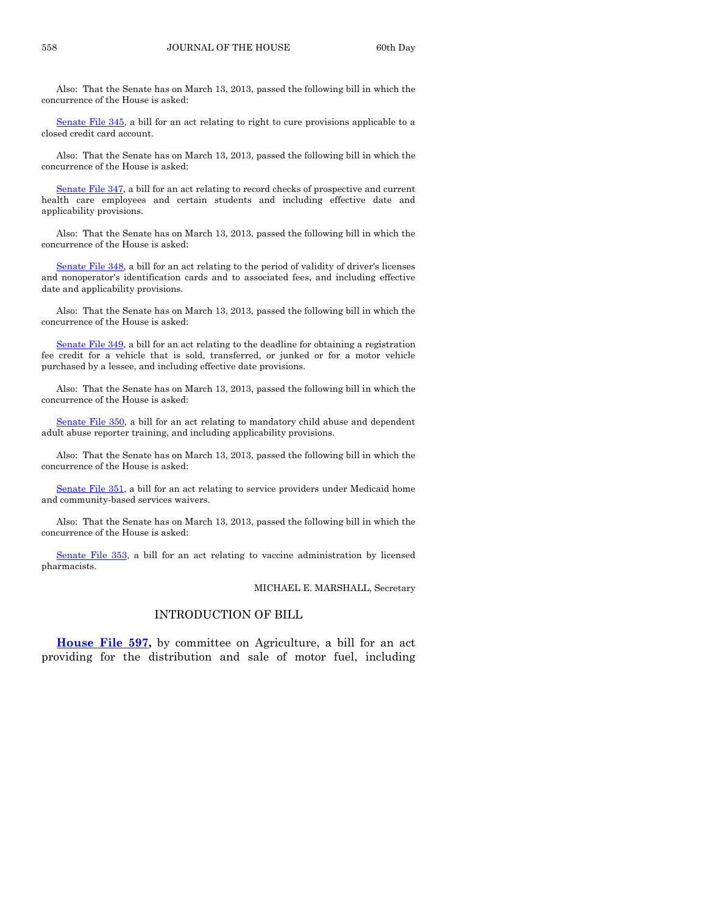Also: That the Senate has on March 13, 2013, passed the following bill in which the concurrence of the House is asked:

Senate File 345, a bill for an act relating to right to cure provisions applicable to a closed credit card account.

Also: That the Senate has on March 13, 2013, passed the following bill in which the concurrence of the House is asked:

Senate File 347, a bill for an act relating to record checks of prospective and current health care employees and certain students and including effective date and applicability provisions.

Also: That the Senate has on March 13, 2013, passed the following bill in which the concurrence of the House is asked:

Senate File 348, a bill for an act relating to the period of validity of driver's licenses and nonoperator's identification cards and to associated fees, and including effective date and applicability provisions.

Also: That the Senate has on March 13, 2013, passed the following bill in which the concurrence of the House is asked:

Senate File 349, a bill for an act relating to the deadline for obtaining a registration fee credit for a vehicle that is sold, transferred, or junked or for a motor vehicle purchased by a lessee, and including effective date provisions.

Also: That the Senate has on March 13, 2013, passed the following bill in which the concurrence of the House is asked:

Senate File 350, a bill for an act relating to mandatory child abuse and dependent adult abuse reporter training, and including applicability provisions.

Also: That the Senate has on March 13, 2013, passed the following bill in which the concurrence of the House is asked:

Senate File 351, a bill for an act relating to service providers under Medicaid home and community-based services waivers.

Also: That the Senate has on March 13, 2013, passed the following bill in which the concurrence of the House is asked:

Senate File 353, a bill for an act relating to vaccine administration by licensed pharmacists.

MICHAEL E. MARSHALL, Secretary

## INTRODUCTION OF BILL

**House File 597,** by committee on Agriculture, a bill for an act providing for the distribution and sale of motor fuel, including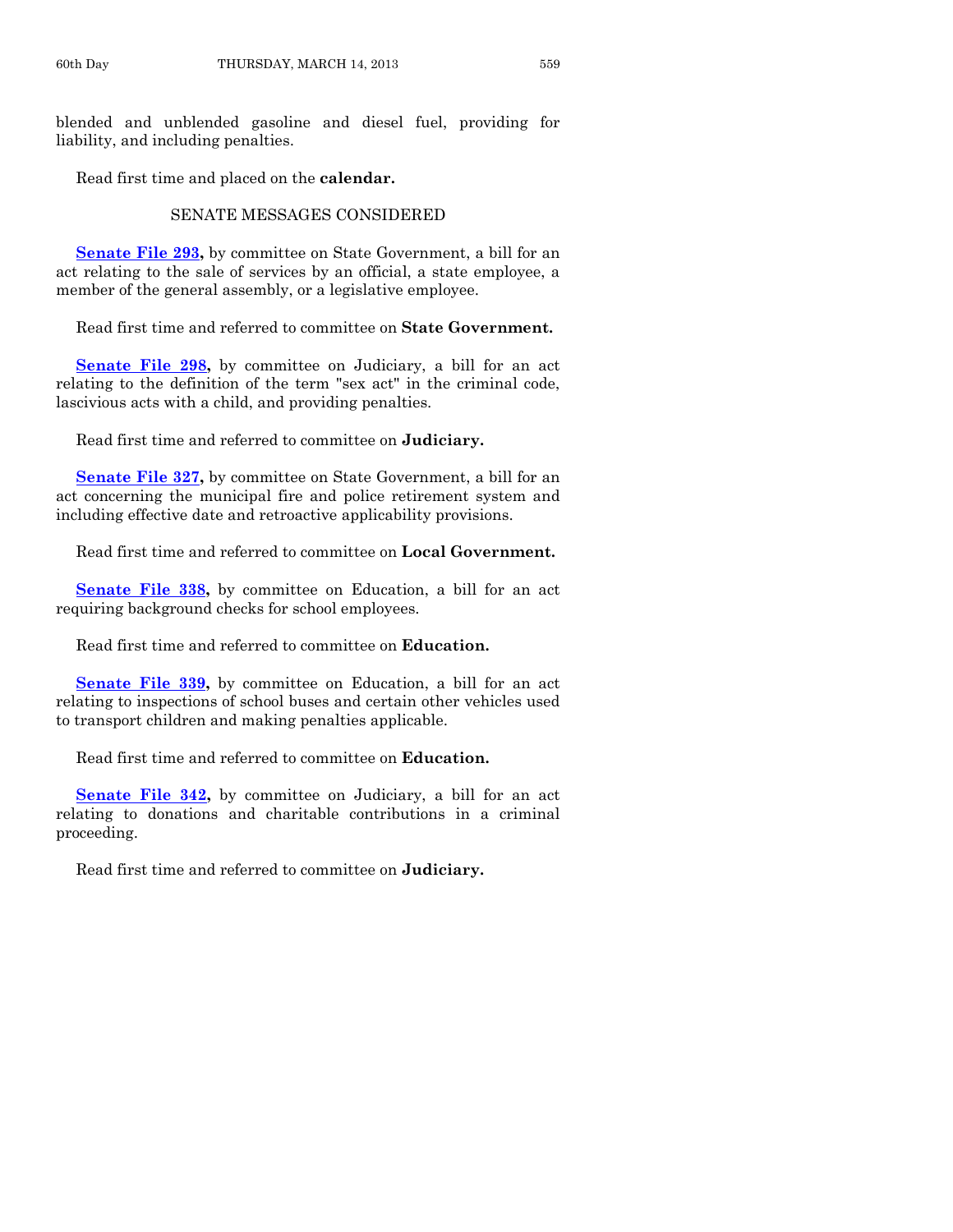blended and unblended gasoline and diesel fuel, providing for liability, and including penalties.

Read first time and placed on the **calendar.**

## SENATE MESSAGES CONSIDERED

**Senate File 293,** by committee on State Government, a bill for an act relating to the sale of services by an official, a state employee, a member of the general assembly, or a legislative employee.

Read first time and referred to committee on **State Government.**

**Senate File 298,** by committee on Judiciary, a bill for an act relating to the definition of the term "sex act" in the criminal code, lascivious acts with a child, and providing penalties.

Read first time and referred to committee on **Judiciary.**

**Senate File 327,** by committee on State Government, a bill for an act concerning the municipal fire and police retirement system and including effective date and retroactive applicability provisions.

Read first time and referred to committee on **Local Government.**

**Senate File 338,** by committee on Education, a bill for an act requiring background checks for school employees.

Read first time and referred to committee on **Education.**

**Senate File 339,** by committee on Education, a bill for an act relating to inspections of school buses and certain other vehicles used to transport children and making penalties applicable.

Read first time and referred to committee on **Education.**

**Senate File 342,** by committee on Judiciary, a bill for an act relating to donations and charitable contributions in a criminal proceeding.

Read first time and referred to committee on **Judiciary.**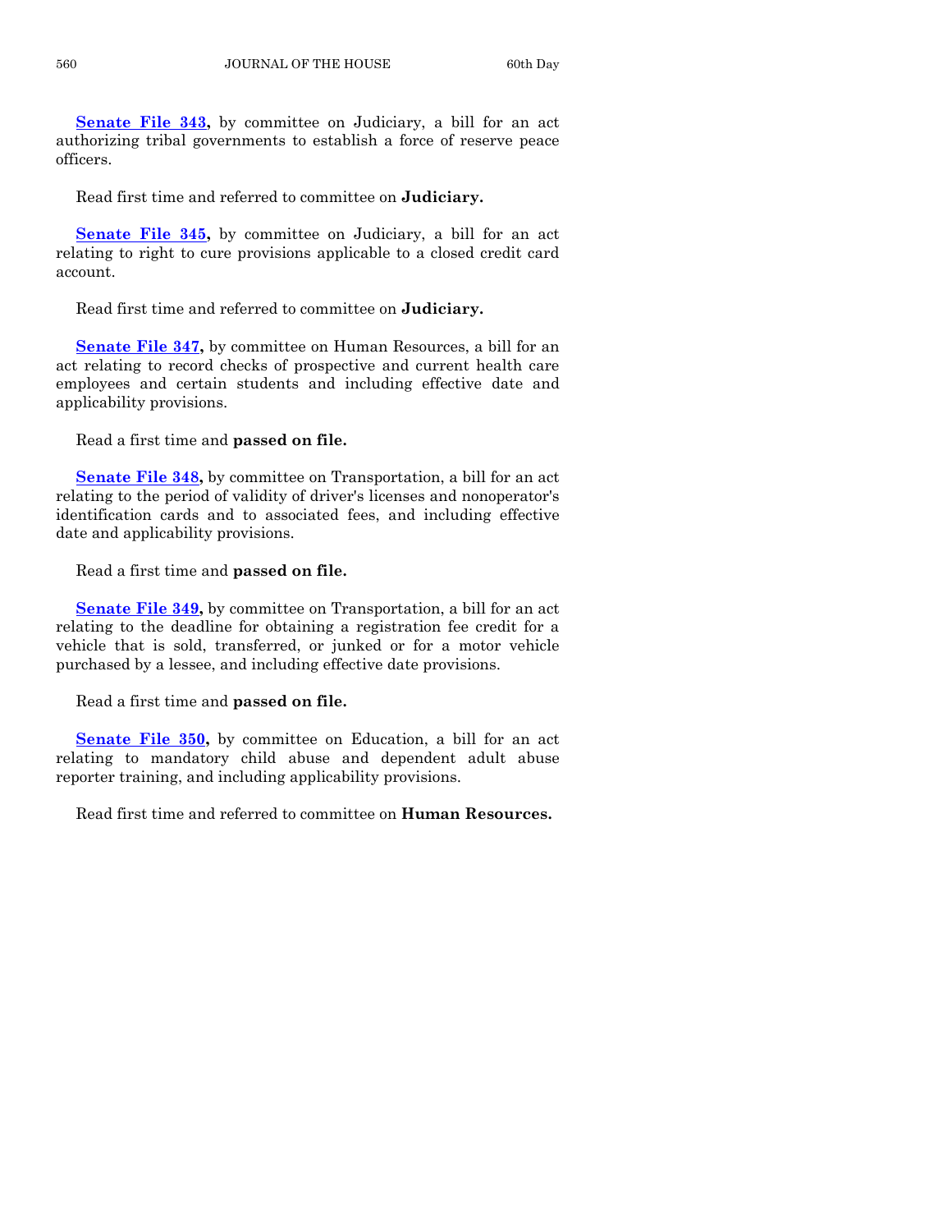**Senate File 343,** by committee on Judiciary, a bill for an act authorizing tribal governments to establish a force of reserve peace officers.

Read first time and referred to committee on **Judiciary.**

**Senate File 345,** by committee on Judiciary, a bill for an act relating to right to cure provisions applicable to a closed credit card account.

Read first time and referred to committee on **Judiciary.**

**Senate File 347,** by committee on Human Resources, a bill for an act relating to record checks of prospective and current health care employees and certain students and including effective date and applicability provisions.

Read a first time and **passed on file.**

**Senate File 348,** by committee on Transportation, a bill for an act relating to the period of validity of driver's licenses and nonoperator's identification cards and to associated fees, and including effective date and applicability provisions.

Read a first time and **passed on file.**

**Senate File 349,** by committee on Transportation, a bill for an act relating to the deadline for obtaining a registration fee credit for a vehicle that is sold, transferred, or junked or for a motor vehicle purchased by a lessee, and including effective date provisions.

Read a first time and **passed on file.**

**Senate File 350,** by committee on Education, a bill for an act relating to mandatory child abuse and dependent adult abuse reporter training, and including applicability provisions.

Read first time and referred to committee on **Human Resources.**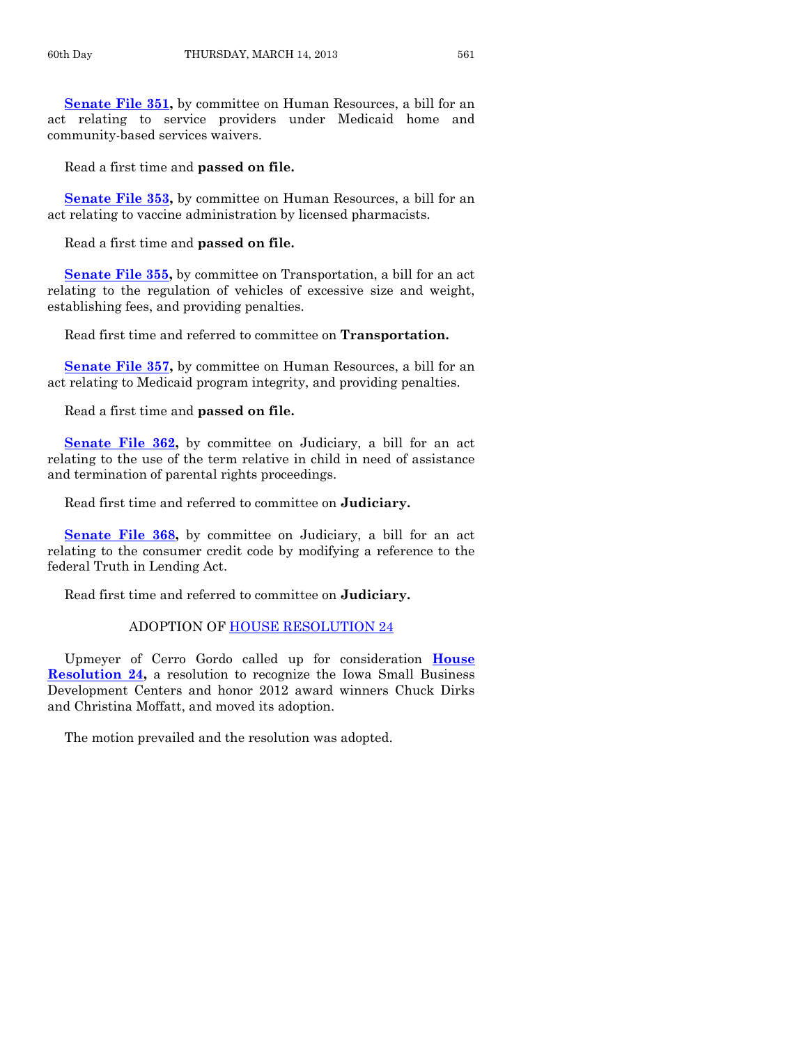**Senate File 351,** by committee on Human Resources, a bill for an act relating to service providers under Medicaid home and community-based services waivers.

Read a first time and **passed on file.**

**Senate File 353,** by committee on Human Resources, a bill for an act relating to vaccine administration by licensed pharmacists.

Read a first time and **passed on file.**

**Senate File 355,** by committee on Transportation, a bill for an act relating to the regulation of vehicles of excessive size and weight, establishing fees, and providing penalties.

Read first time and referred to committee on **Transportation.**

**Senate File 357,** by committee on Human Resources, a bill for an act relating to Medicaid program integrity, and providing penalties.

Read a first time and **passed on file.**

**Senate File 362,** by committee on Judiciary, a bill for an act relating to the use of the term relative in child in need of assistance and termination of parental rights proceedings.

Read first time and referred to committee on **Judiciary.**

**Senate File 368,** by committee on Judiciary, a bill for an act relating to the consumer credit code by modifying a reference to the federal Truth in Lending Act.

Read first time and referred to committee on **Judiciary.**

## ADOPTION OF HOUSE RESOLUTION 24

Upmeyer of Cerro Gordo called up for consideration **House Resolution 24,** a resolution to recognize the Iowa Small Business Development Centers and honor 2012 award winners Chuck Dirks and Christina Moffatt, and moved its adoption.

The motion prevailed and the resolution was adopted.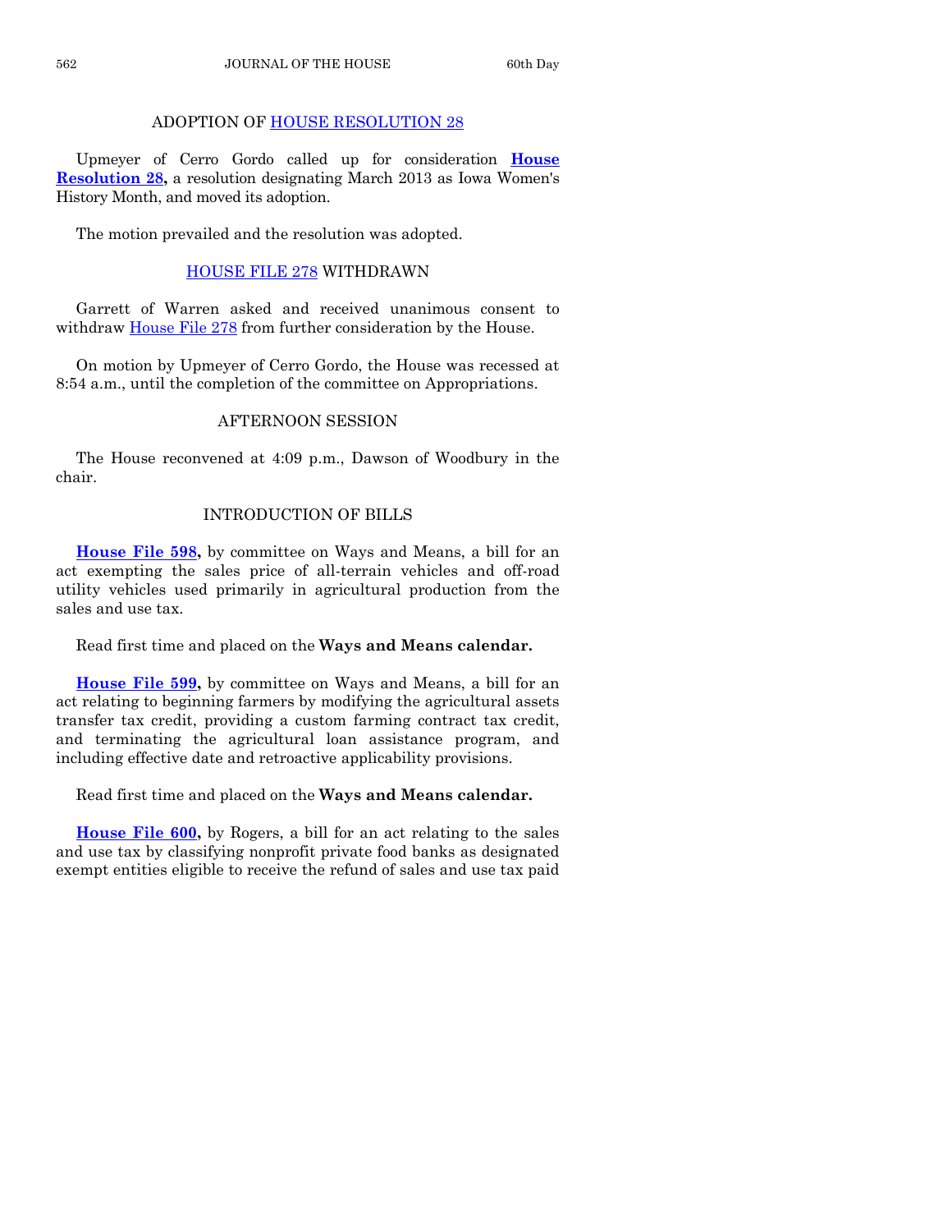## ADOPTION OF HOUSE RESOLUTION 28

Upmeyer of Cerro Gordo called up for consideration **House Resolution 28,** a resolution designating March 2013 as Iowa Women's History Month, and moved its adoption.

The motion prevailed and the resolution was adopted.

## HOUSE FILE 278 WITHDRAWN

Garrett of Warren asked and received unanimous consent to withdraw House File 278 from further consideration by the House.

On motion by Upmeyer of Cerro Gordo, the House was recessed at 8:54 a.m., until the completion of the committee on Appropriations.

## AFTERNOON SESSION

The House reconvened at 4:09 p.m., Dawson of Woodbury in the chair.

## INTRODUCTION OF BILLS

**House File 598,** by committee on Ways and Means, a bill for an act exempting the sales price of all-terrain vehicles and off-road utility vehicles used primarily in agricultural production from the sales and use tax.

Read first time and placed on the **Ways and Means calendar.**

**House File 599,** by committee on Ways and Means, a bill for an act relating to beginning farmers by modifying the agricultural assets transfer tax credit, providing a custom farming contract tax credit, and terminating the agricultural loan assistance program, and including effective date and retroactive applicability provisions.

Read first time and placed on the **Ways and Means calendar.**

**House File 600,** by Rogers, a bill for an act relating to the sales and use tax by classifying nonprofit private food banks as designated exempt entities eligible to receive the refund of sales and use tax paid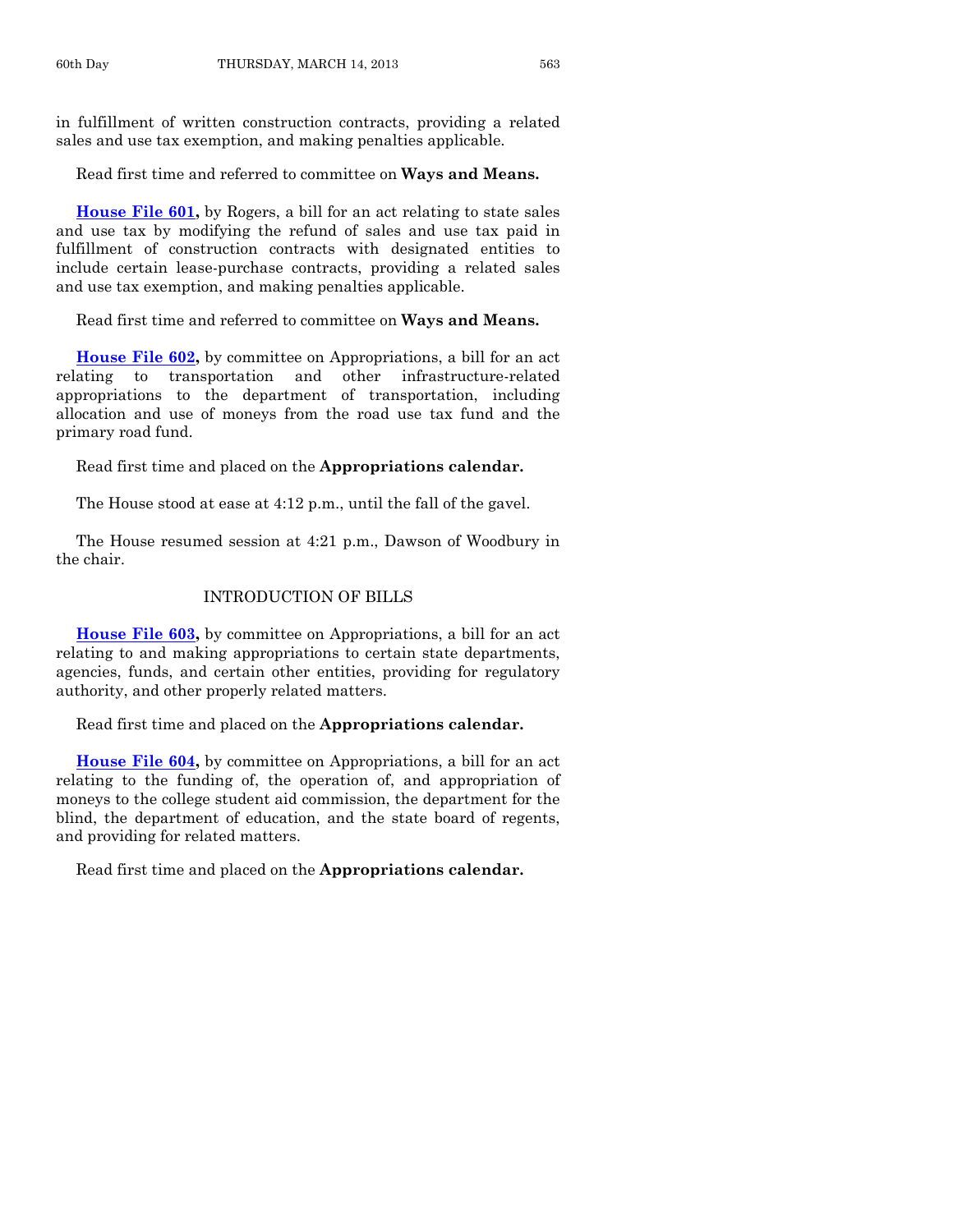in fulfillment of written construction contracts, providing a related sales and use tax exemption, and making penalties applicable.

Read first time and referred to committee on **Ways and Means.**

**House File 601,** by Rogers, a bill for an act relating to state sales and use tax by modifying the refund of sales and use tax paid in fulfillment of construction contracts with designated entities to include certain lease-purchase contracts, providing a related sales and use tax exemption, and making penalties applicable.

Read first time and referred to committee on **Ways and Means.**

**House File 602,** by committee on Appropriations, a bill for an act relating to transportation and other infrastructure-related appropriations to the department of transportation, including allocation and use of moneys from the road use tax fund and the primary road fund.

Read first time and placed on the **Appropriations calendar.**

The House stood at ease at 4:12 p.m., until the fall of the gavel.

The House resumed session at 4:21 p.m., Dawson of Woodbury in the chair.

## INTRODUCTION OF BILLS

**House File 603,** by committee on Appropriations, a bill for an act relating to and making appropriations to certain state departments, agencies, funds, and certain other entities, providing for regulatory authority, and other properly related matters.

Read first time and placed on the **Appropriations calendar.**

**House File 604,** by committee on Appropriations, a bill for an act relating to the funding of, the operation of, and appropriation of moneys to the college student aid commission, the department for the blind, the department of education, and the state board of regents, and providing for related matters.

Read first time and placed on the **Appropriations calendar.**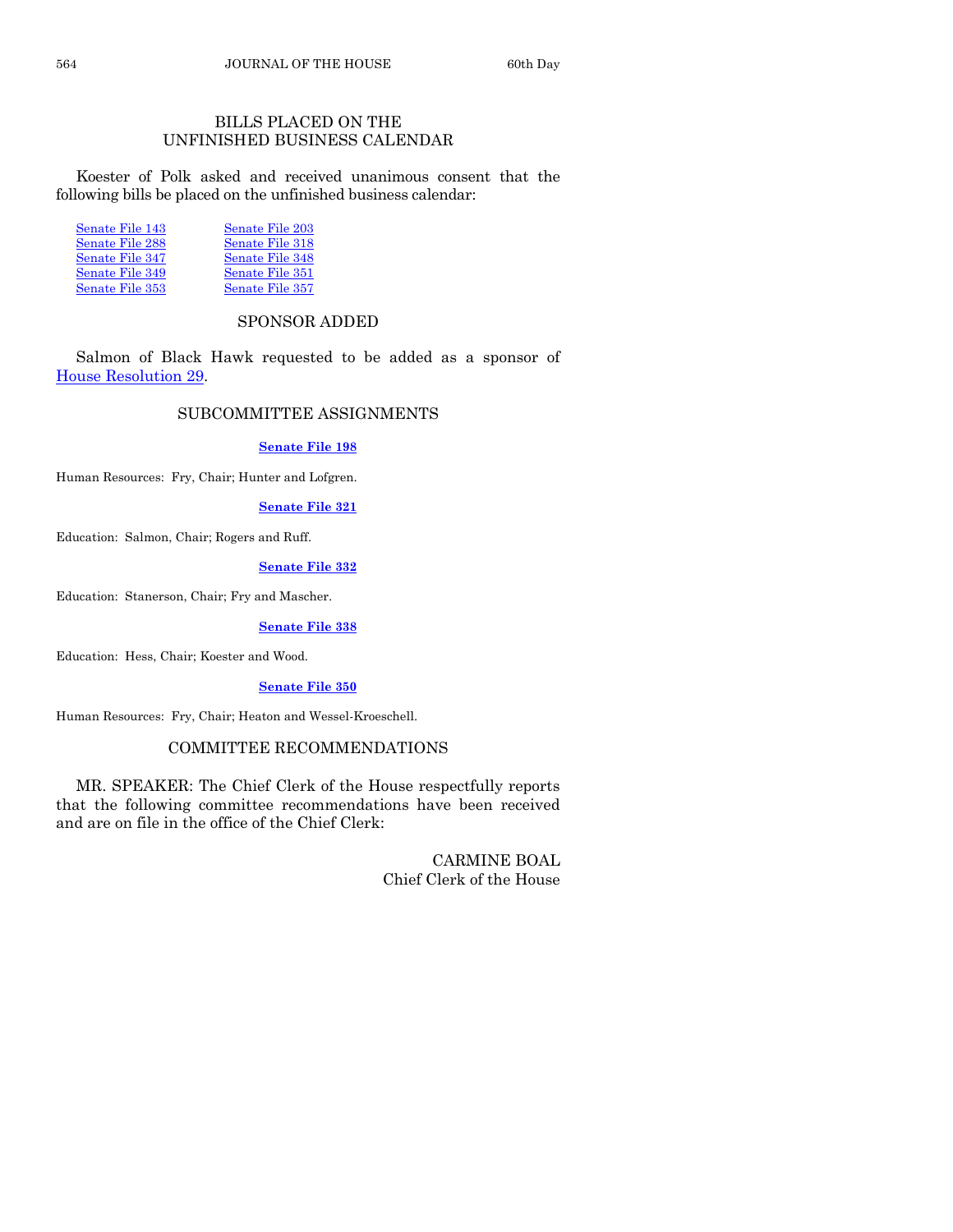## BILLS PLACED ON THE UNFINISHED BUSINESS CALENDAR

Koester of Polk asked and received unanimous consent that the following bills be placed on the unfinished business calendar:

| | |
|---|---|
| Senate File 143 | Senate File 203 |
| Senate File 288 | Senate File 318 |
| Senate File 347 | Senate File 348 |
| Senate File 349 | Senate File 351 |
| Senate File 353 | Senate File 357 |

## SPONSOR ADDED

Salmon of Black Hawk requested to be added as a sponsor of House Resolution 29.

## SUBCOMMITTEE ASSIGNMENTS

**Senate File 198**

Human Resources: Fry, Chair; Hunter and Lofgren.

**Senate File 321**

Education: Salmon, Chair; Rogers and Ruff.

**Senate File 332**

Education: Staneron, Chair; Fry and Mascher.

**Senate File 338**

Education: Hess, Chair; Koester and Wood.

**Senate File 350**

Human Resources: Fry, Chair; Heaton and Wessel-Kroeschell.

## COMMITTEE RECOMMENDATIONS

MR. SPEAKER: The Chief Clerk of the House respectfully reports that the following committee recommendations have been received and are on file in the office of the Chief Clerk:

CARMINE BOAL
Chief Clerk of the House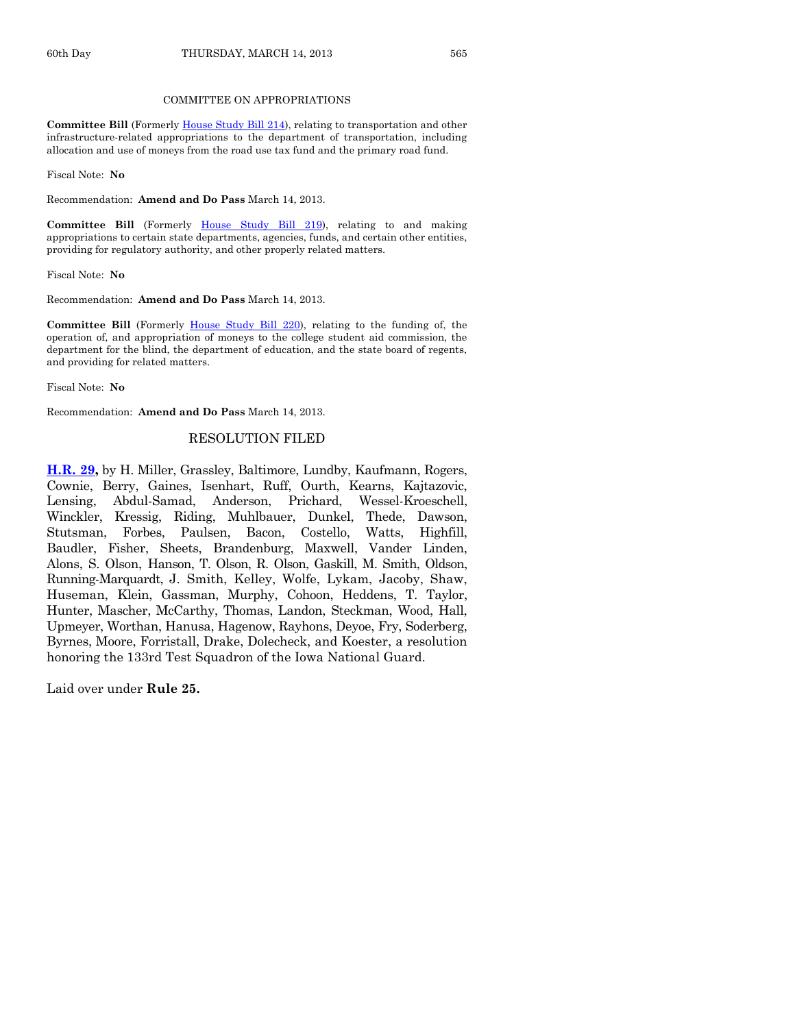## COMMITTEE ON APPROPRIATIONS

**Committee Bill** (Formerly House Study Bill 214), relating to transportation and other infrastructure-related appropriations to the department of transportation, including allocation and use of moneys from the road use tax fund and the primary road fund.

Fiscal Note: **No**

Recommendation: **Amend and Do Pass** March 14, 2013.

**Committee Bill** (Formerly House Study Bill 219), relating to and making appropriations to certain state departments, agencies, funds, and certain other entities, providing for regulatory authority, and other properly related matters.

Fiscal Note: **No**

Recommendation: **Amend and Do Pass** March 14, 2013.

**Committee Bill** (Formerly House Study Bill 220), relating to the funding of, the operation of, and appropriation of moneys to the college student aid commission, the department for the blind, the department of education, and the state board of regents, and providing for related matters.

Fiscal Note: **No**

Recommendation: **Amend and Do Pass** March 14, 2013.

## RESOLUTION FILED

**H.R. 29,** by H. Miller, Grassley, Baltimore, Lundby, Kaufmann, Rogers, Cownie, Berry, Gaines, Isenhart, Ruff, Ourth, Kearns, Kajtazovic, Lensing, Abdul-Samad, Anderson, Prichard, Wessel-Kroeschell, Winckler, Kressig, Riding, Muhlbauer, Dunkel, Thede, Dawson, Stutsman, Forbes, Paulsen, Bacon, Costello, Watts, Highfill, Baudler, Fisher, Sheets, Brandenburg, Maxwell, Vander Linden, Alons, S. Olson, Hanson, T. Olson, R. Olson, Gaskill, M. Smith, Oldson, Running-Marquardt, J. Smith, Kelley, Wolfe, Lykam, Jacoby, Shaw, Huseman, Klein, Gassman, Murphy, Cohoon, Heddens, T. Taylor, Hunter, Mascher, McCarthy, Thomas, Landon, Steckman, Wood, Hall, Upmeyer, Worthan, Hanusa, Hagenow, Rayhons, Deyoe, Fry, Soderberg, Byrnes, Moore, Forristall, Drake, Dolecheck, and Koester, a resolution honoring the 133rd Test Squadron of the Iowa National Guard.

Laid over under **Rule 25.**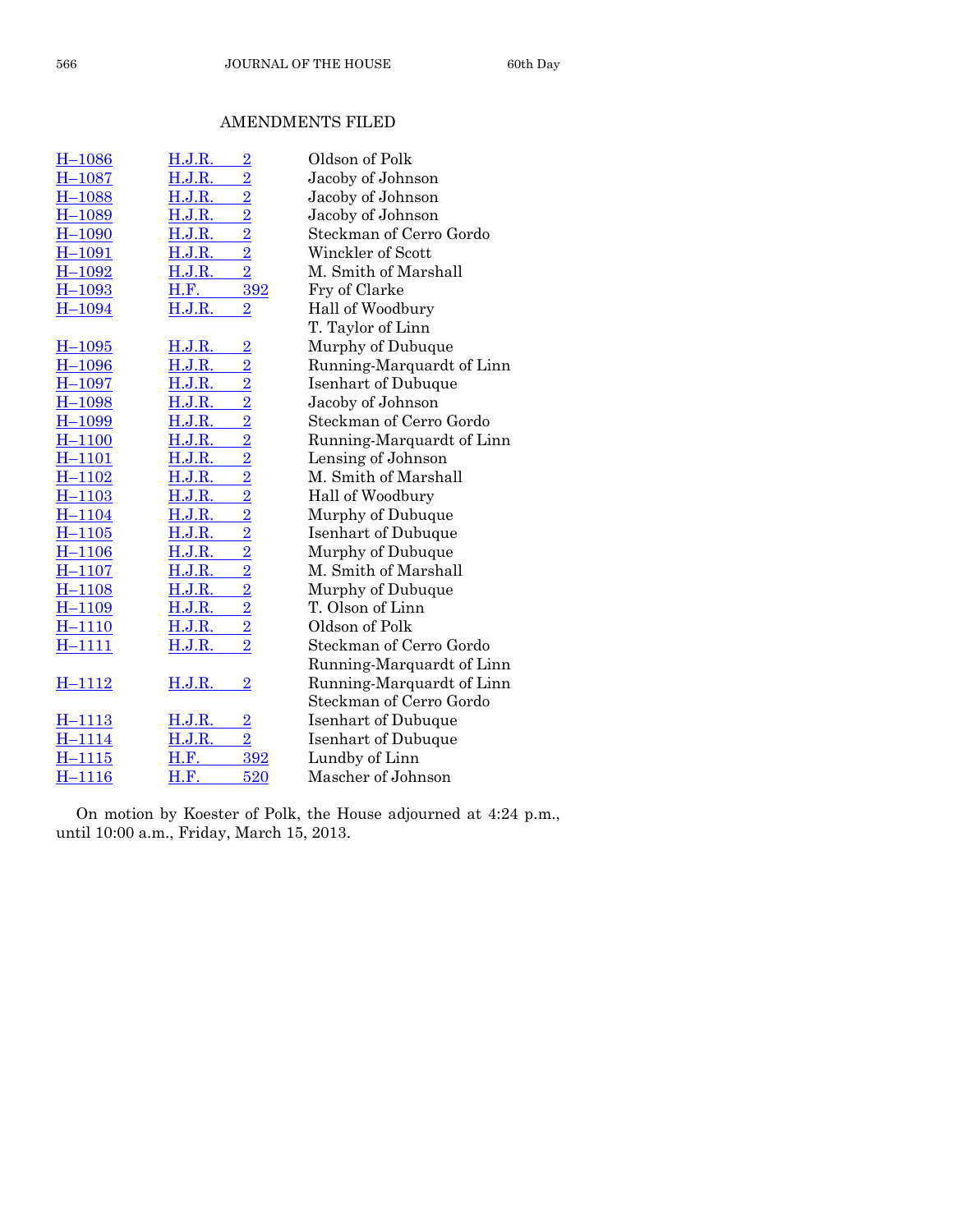## AMENDMENTS FILED

| | | |
|---|---|---|
| H–1086 | H.J.R. 2 | Oldson of Polk |
| H–1087 | H.J.R. 2 | Jacoby of Johnson |
| H–1088 | H.J.R. 2 | Jacoby of Johnson |
| H–1089 | H.J.R. 2 | Jacoby of Johnson |
| H–1090 | H.J.R. 2 | Steckman of Cerro Gordo |
| H–1091 | H.J.R. 2 | Winckler of Scott |
| H–1092 | H.J.R. 2 | M. Smith of Marshall |
| H–1093 | H.F. 392 | Fry of Clarke |
| H–1094 | H.J.R. 2 | Hall of Woodbury<br>T. Taylor of Linn |
| H–1095 | H.J.R. 2 | Murphy of Dubuque |
| H–1096 | H.J.R. 2 | Running-Marquardt of Linn |
| H–1097 | H.J.R. 2 | Isenhart of Dubuque |
| H–1098 | H.J.R. 2 | Jacoby of Johnson |
| H–1099 | H.J.R. 2 | Steckman of Cerro Gordo |
| H–1100 | H.J.R. 2 | Running-Marquardt of Linn |
| H–1101 | H.J.R. 2 | Lensing of Johnson |
| H–1102 | H.J.R. 2 | M. Smith of Marshall |
| H–1103 | H.J.R. 2 | Hall of Woodbury |
| H–1104 | H.J.R. 2 | Murphy of Dubuque |
| H–1105 | H.J.R. 2 | Isenhart of Dubuque |
| H–1106 | H.J.R. 2 | Murphy of Dubuque |
| H–1107 | H.J.R. 2 | M. Smith of Marshall |
| H–1108 | H.J.R. 2 | Murphy of Dubuque |
| H–1109 | H.J.R. 2 | T. Olson of Linn |
| H–1110 | H.J.R. 2 | Oldson of Polk |
| H–1111 | H.J.R. 2 | Steckman of Cerro Gordo<br>Running-Marquardt of Linn |
| H–1112 | H.J.R. 2 | Running-Marquardt of Linn<br>Steckman of Cerro Gordo |
| H–1113 | H.J.R. 2 | Isenhart of Dubuque |
| H–1114 | H.J.R. 2 | Isenhart of Dubuque |
| H–1115 | H.F. 392 | Lundby of Linn |
| H–1116 | H.F. 520 | Mascher of Johnson |

On motion by Koester of Polk, the House adjourned at 4:24 p.m., until 10:00 a.m., Friday, March 15, 2013.